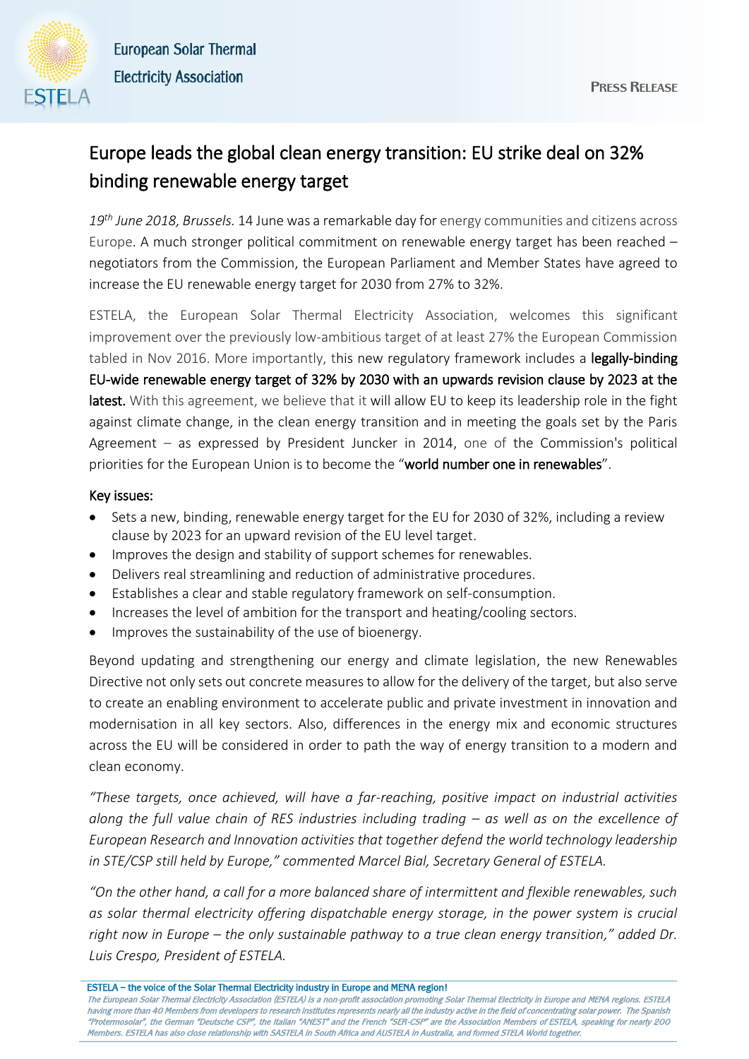European Solar Thermal Electricity Association

ESTELA

PRESS RELEASE

# Europe leads the global clean energy transition: EU strike deal on 32% binding renewable energy target

*19th June 2018, Brussels.* 14 June was a remarkable day for energy communities and citizens across Europe. A much stronger political commitment on renewable energy target has been reached – negotiators from the Commission, the European Parliament and Member States have agreed to increase the EU renewable energy target for 2030 from 27% to 32%.

ESTELA, the European Solar Thermal Electricity Association, welcomes this significant improvement over the previously low-ambitious target of at least 27% the European Commission tabled in Nov 2016. More importantly, this new regulatory framework includes a **legally-binding EU-wide renewable energy target of 32% by 2030 with an upwards revision clause by 2023 at the latest.** With this agreement, we believe that it will allow EU to keep its leadership role in the fight against climate change, in the clean energy transition and in meeting the goals set by the Paris Agreement – as expressed by President Juncker in 2014, one of the Commission's political priorities for the European Union is to become the "**world number one in renewables**".

## Key issues:

- Sets a new, binding, renewable energy target for the EU for 2030 of 32%, including a review clause by 2023 for an upward revision of the EU level target.
- Improves the design and stability of support schemes for renewables.
- Delivers real streamlining and reduction of administrative procedures.
- Establishes a clear and stable regulatory framework on self-consumption.
- Increases the level of ambition for the transport and heating/cooling sectors.
- Improves the sustainability of the use of bioenergy.

Beyond updating and strengthening our energy and climate legislation, the new Renewables Directive not only sets out concrete measures to allow for the delivery of the target, but also serve to create an enabling environment to accelerate public and private investment in innovation and modernisation in all key sectors. Also, differences in the energy mix and economic structures across the EU will be considered in order to path the way of energy transition to a modern and clean economy.

*"These targets, once achieved, will have a far-reaching, positive impact on industrial activities along the full value chain of RES industries including trading – as well as on the excellence of European Research and Innovation activities that together defend the world technology leadership in STE/CSP still held by Europe," commented Marcel Bial, Secretary General of ESTELA.*

*"On the other hand, a call for a more balanced share of intermittent and flexible renewables, such as solar thermal electricity offering dispatchable energy storage, in the power system is crucial right now in Europe – the only sustainable pathway to a true clean energy transition," added Dr. Luis Crespo, President of ESTELA.*

---

**ESTELA – the voice of the Solar Thermal Electricity industry in Europe and MENA region!**

*The European Solar Thermal Electricity Association (ESTELA) is a non-profit association promoting Solar Thermal Electricity in Europe and MENA regions. ESTELA having more than 40 Members from developers to research institutes represents nearly all the industry active in the field of concentrating solar power. The Spanish "Protermosolar", the German "Deutsche CSP", the Italian "ANEST" and the French "SER-CSP" are the Association Members of ESTELA, speaking for nearly 200 Members. ESTELA has also close relationship with SASTELA in South Africa and AUSTELA in Australia, and formed STELA World together.*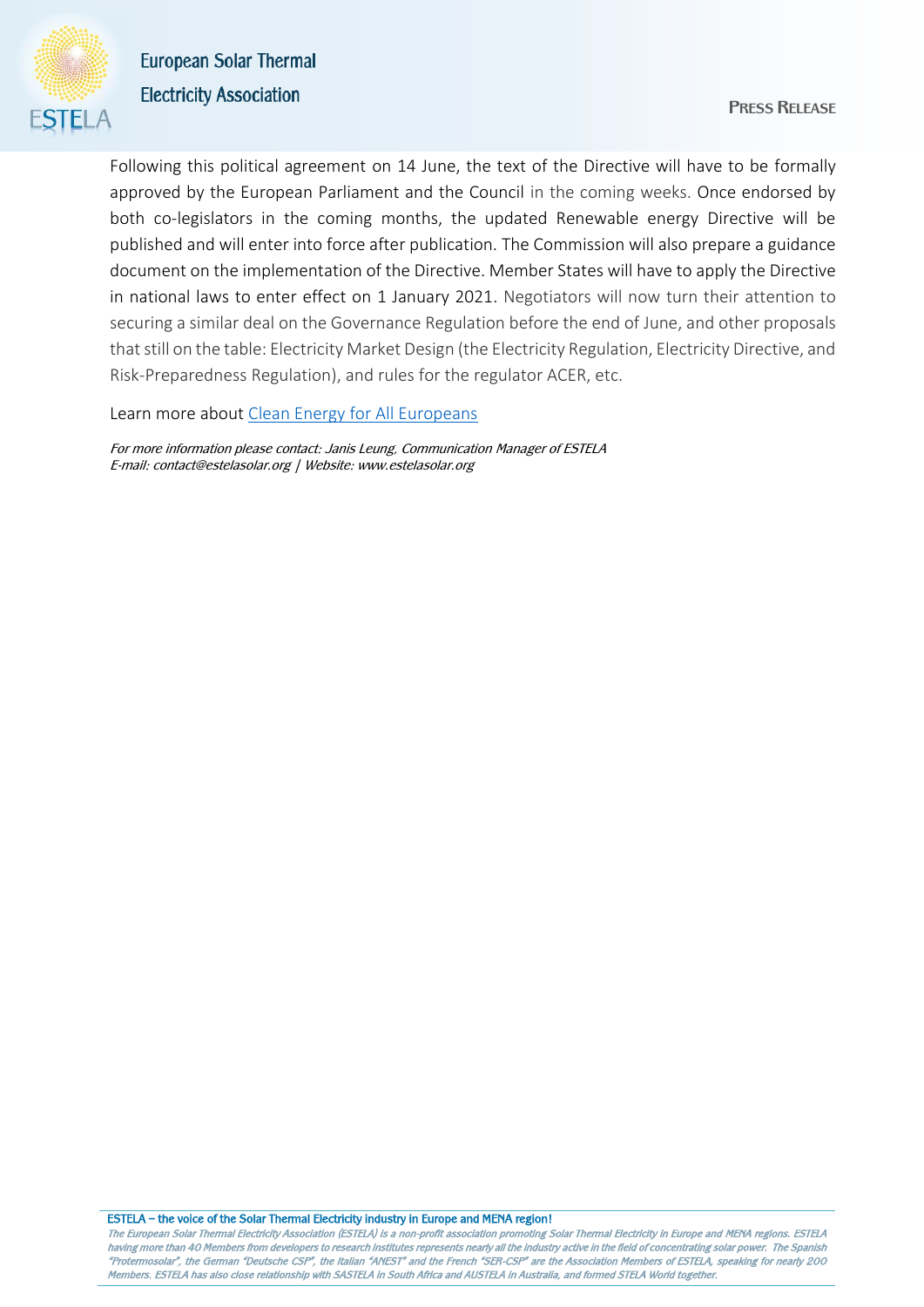Following this political agreement on 14 June, the text of the Directive will have to be formally approved by the European Parliament and the Council in the coming weeks. Once endorsed by both co-legislators in the coming months, the updated Renewable energy Directive will be published and will enter into force after publication. The Commission will also prepare a guidance document on the implementation of the Directive. Member States will have to apply the Directive in national laws to enter effect on 1 January 2021. Negotiators will now turn their attention to securing a similar deal on the Governance Regulation before the end of June, and other proposals that still on the table: Electricity Market Design (the Electricity Regulation, Electricity Directive, and Risk-Preparedness Regulation), and rules for the regulator ACER, etc.

Learn more about [Clean Energy for All Europeans]

*For more information please contact: Janis Leung, Communication Manager of ESTELA*
*E-mail: contact@estelasolar.org | Website: www.estelasolar.org*

**ESTELA – the voice of the Solar Thermal Electricity industry in Europe and MENA region!**

*The European Solar Thermal Electricity Association (ESTELA) is a non-profit association promoting Solar Thermal Electricity in Europe and MENA regions. ESTELA having more than 40 Members from developers to research institutes represents nearly all the industry active in the field of concentrating solar power. The Spanish "Protermosolar", the German "Deutsche CSP", the Italian "ANEST" and the French "SER-CSP" are the Association Members of ESTELA, speaking for nearly 200 Members. ESTELA has also close relationship with SASTELA in South Africa and AUSTELA in Australia, and formed STELA World together.*